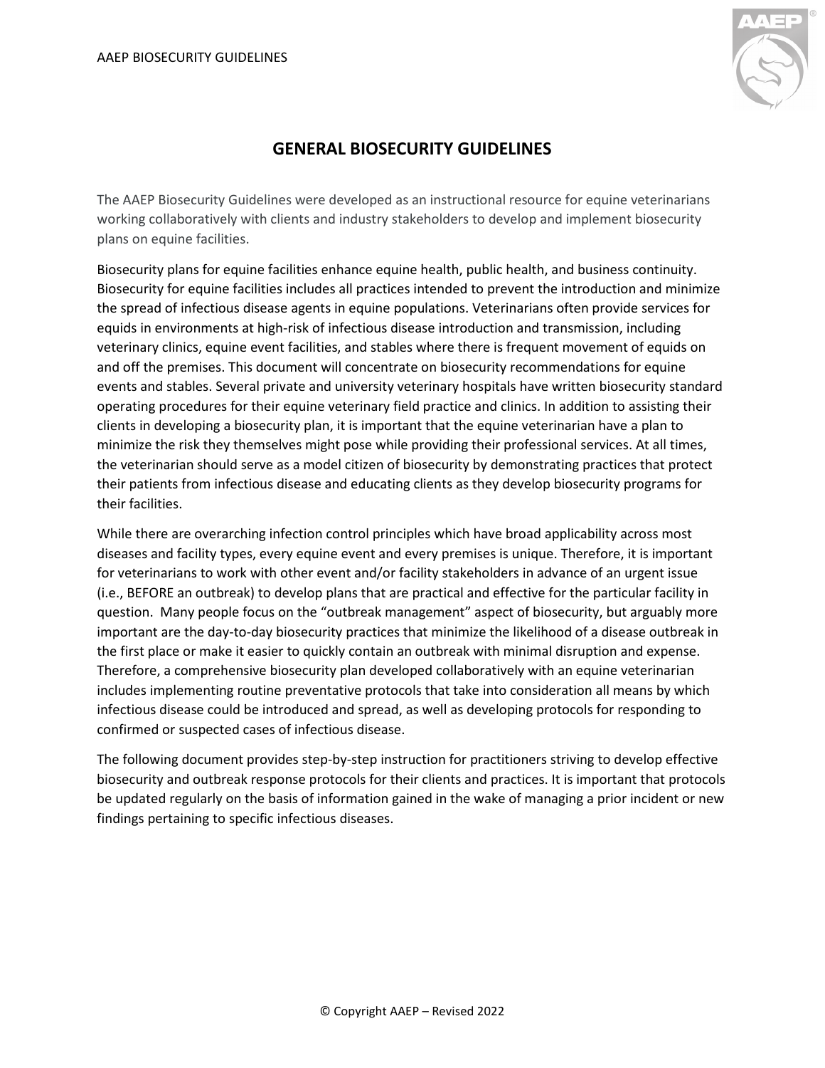# GENERAL BIOSECURITY GUIDELINES

The AAEP Biosecurity Guidelines were developed as an instructional resource for equine veterinarians working collaboratively with clients and industry stakeholders to develop and implement biosecurity plans on equine facilities.

Biosecurity plans for equine facilities enhance equine health, public health, and business continuity. Biosecurity for equine facilities includes all practices intended to prevent the introduction and minimize the spread of infectious disease agents in equine populations. Veterinarians often provide services for equids in environments at high-risk of infectious disease introduction and transmission, including veterinary clinics, equine event facilities, and stables where there is frequent movement of equids on and off the premises. This document will concentrate on biosecurity recommendations for equine events and stables. Several private and university veterinary hospitals have written biosecurity standard operating procedures for their equine veterinary field practice and clinics. In addition to assisting their clients in developing a biosecurity plan, it is important that the equine veterinarian have a plan to minimize the risk they themselves might pose while providing their professional services. At all times, the veterinarian should serve as a model citizen of biosecurity by demonstrating practices that protect their patients from infectious disease and educating clients as they develop biosecurity programs for their facilities.

While there are overarching infection control principles which have broad applicability across most diseases and facility types, every equine event and every premises is unique. Therefore, it is important for veterinarians to work with other event and/or facility stakeholders in advance of an urgent issue (i.e., BEFORE an outbreak) to develop plans that are practical and effective for the particular facility in question. Many people focus on the "outbreak management" aspect of biosecurity, but arguably more important are the day-to-day biosecurity practices that minimize the likelihood of a disease outbreak in the first place or make it easier to quickly contain an outbreak with minimal disruption and expense. Therefore, a comprehensive biosecurity plan developed collaboratively with an equine veterinarian includes implementing routine preventative protocols that take into consideration all means by which infectious disease could be introduced and spread, as well as developing protocols for responding to confirmed or suspected cases of infectious disease.

The following document provides step-by-step instruction for practitioners striving to develop effective biosecurity and outbreak response protocols for their clients and practices. It is important that protocols be updated regularly on the basis of information gained in the wake of managing a prior incident or new findings pertaining to specific infectious diseases.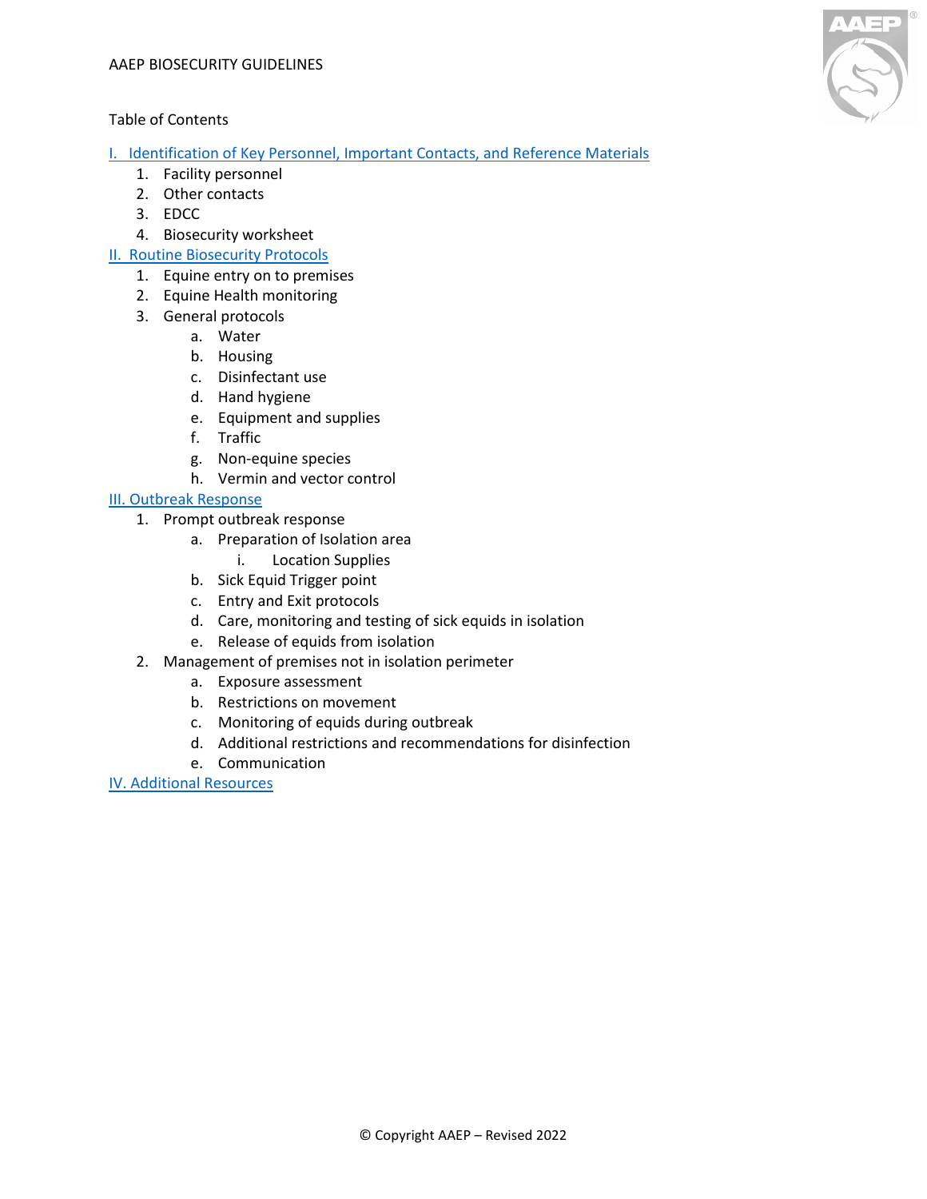AAEP BIOSECURITY GUIDELINES

Table of Contents

I. Identification of Key Personnel, Important Contacts, and Reference Materials
1. Facility personnel
2. Other contacts
3. EDCC
4. Biosecurity worksheet

II. Routine Biosecurity Protocols
1. Equine entry on to premises
2. Equine Health monitoring
3. General protocols
    a. Water
    b. Housing
    c. Disinfectant use
    d. Hand hygiene
    e. Equipment and supplies
    f. Traffic
    g. Non-equine species
    h. Vermin and vector control

III. Outbreak Response
1. Prompt outbreak response
    a. Preparation of Isolation area
        i. Location Supplies
    b. Sick Equid Trigger point
    c. Entry and Exit protocols
    d. Care, monitoring and testing of sick equids in isolation
    e. Release of equids from isolation
2. Management of premises not in isolation perimeter
    a. Exposure assessment
    b. Restrictions on movement
    c. Monitoring of equids during outbreak
    d. Additional restrictions and recommendations for disinfection
    e. Communication

IV. Additional Resources

© Copyright AAEP – Revised 2022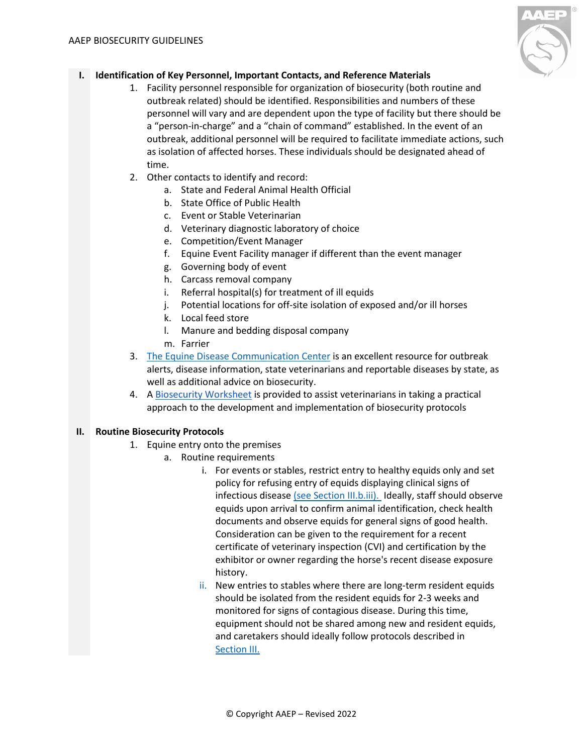## I. Identification of Key Personnel, Important Contacts, and Reference Materials

1. Facility personnel responsible for organization of biosecurity (both routine and outbreak related) should be identified. Responsibilities and numbers of these personnel will vary and are dependent upon the type of facility but there should be a "person-in-charge" and a "chain of command" established. In the event of an outbreak, additional personnel will be required to facilitate immediate actions, such as isolation of affected horses. These individuals should be designated ahead of time.
2. Other contacts to identify and record:
   a. State and Federal Animal Health Official
   b. State Office of Public Health
   c. Event or Stable Veterinarian
   d. Veterinary diagnostic laboratory of choice
   e. Competition/Event Manager
   f. Equine Event Facility manager if different than the event manager
   g. Governing body of event
   h. Carcass removal company
   i. Referral hospital(s) for treatment of ill equids
   j. Potential locations for off-site isolation of exposed and/or ill horses
   k. Local feed store
   l. Manure and bedding disposal company
   m. Farrier
3. The Equine Disease Communication Center is an excellent resource for outbreak alerts, disease information, state veterinarians and reportable diseases by state, as well as additional advice on biosecurity.
4. A Biosecurity Worksheet is provided to assist veterinarians in taking a practical approach to the development and implementation of biosecurity protocols

## II. Routine Biosecurity Protocols

1. Equine entry onto the premises
   a. Routine requirements
      i. For events or stables, restrict entry to healthy equids only and set policy for refusing entry of equids displaying clinical signs of infectious disease (see Section III.b.iii). Ideally, staff should observe equids upon arrival to confirm animal identification, check health documents and observe equids for general signs of good health. Consideration can be given to the requirement for a recent certificate of veterinary inspection (CVI) and certification by the exhibitor or owner regarding the horse's recent disease exposure history.
      ii. New entries to stables where there are long-term resident equids should be isolated from the resident equids for 2-3 weeks and monitored for signs of contagious disease. During this time, equipment should not be shared among new and resident equids, and caretakers should ideally follow protocols described in Section III.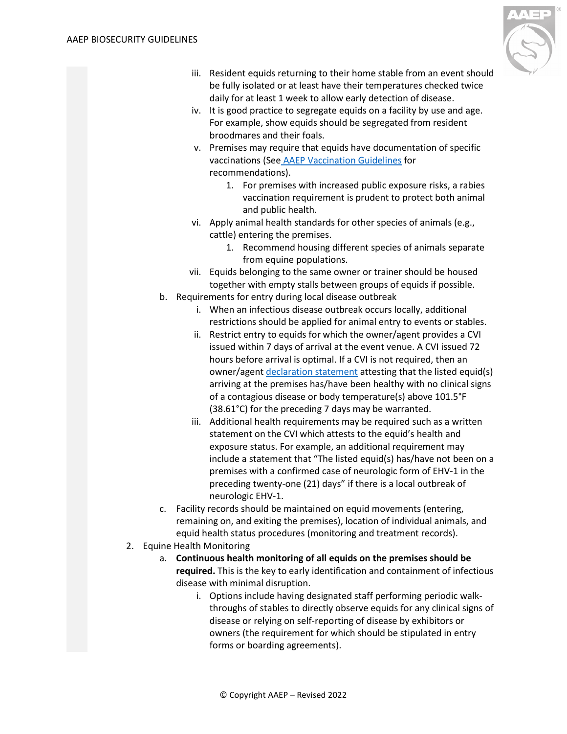iii. Resident equids returning to their home stable from an event should be fully isolated or at least have their temperatures checked twice daily for at least 1 week to allow early detection of disease.
   iv. It is good practice to segregate equids on a facility by use and age. For example, show equids should be segregated from resident broodmares and their foals.
   v. Premises may require that equids have documentation of specific vaccinations (See [AAEP Vaccination Guidelines]() for recommendations).
      1. For premises with increased public exposure risks, a rabies vaccination requirement is prudent to protect both animal and public health.
   vi. Apply animal health standards for other species of animals (e.g., cattle) entering the premises.
      1. Recommend housing different species of animals separate from equine populations.
   vii. Equids belonging to the same owner or trainer should be housed together with empty stalls between groups of equids if possible.

b. Requirements for entry during local disease outbreak
   i. When an infectious disease outbreak occurs locally, additional restrictions should be applied for animal entry to events or stables.
   ii. Restrict entry to equids for which the owner/agent provides a CVI issued within 7 days of arrival at the event venue. A CVI issued 72 hours before arrival is optimal. If a CVI is not required, then an owner/agent [declaration statement]() attesting that the listed equid(s) arriving at the premises has/have been healthy with no clinical signs of a contagious disease or body temperature(s) above 101.5°F (38.61°C) for the preceding 7 days may be warranted.
   iii. Additional health requirements may be required such as a written statement on the CVI which attests to the equid's health and exposure status. For example, an additional requirement may include a statement that "The listed equid(s) has/have not been on a premises with a confirmed case of neurologic form of EHV-1 in the preceding twenty-one (21) days" if there is a local outbreak of neurologic EHV-1.

c. Facility records should be maintained on equid movements (entering, remaining on, and exiting the premises), location of individual animals, and equid health status procedures (monitoring and treatment records).

2. Equine Health Monitoring
   a. **Continuous health monitoring of all equids on the premises should be required.** This is the key to early identification and containment of infectious disease with minimal disruption.
      i. Options include having designated staff performing periodic walk-throughs of stables to directly observe equids for any clinical signs of disease or relying on self-reporting of disease by exhibitors or owners (the requirement for which should be stipulated in entry forms or boarding agreements).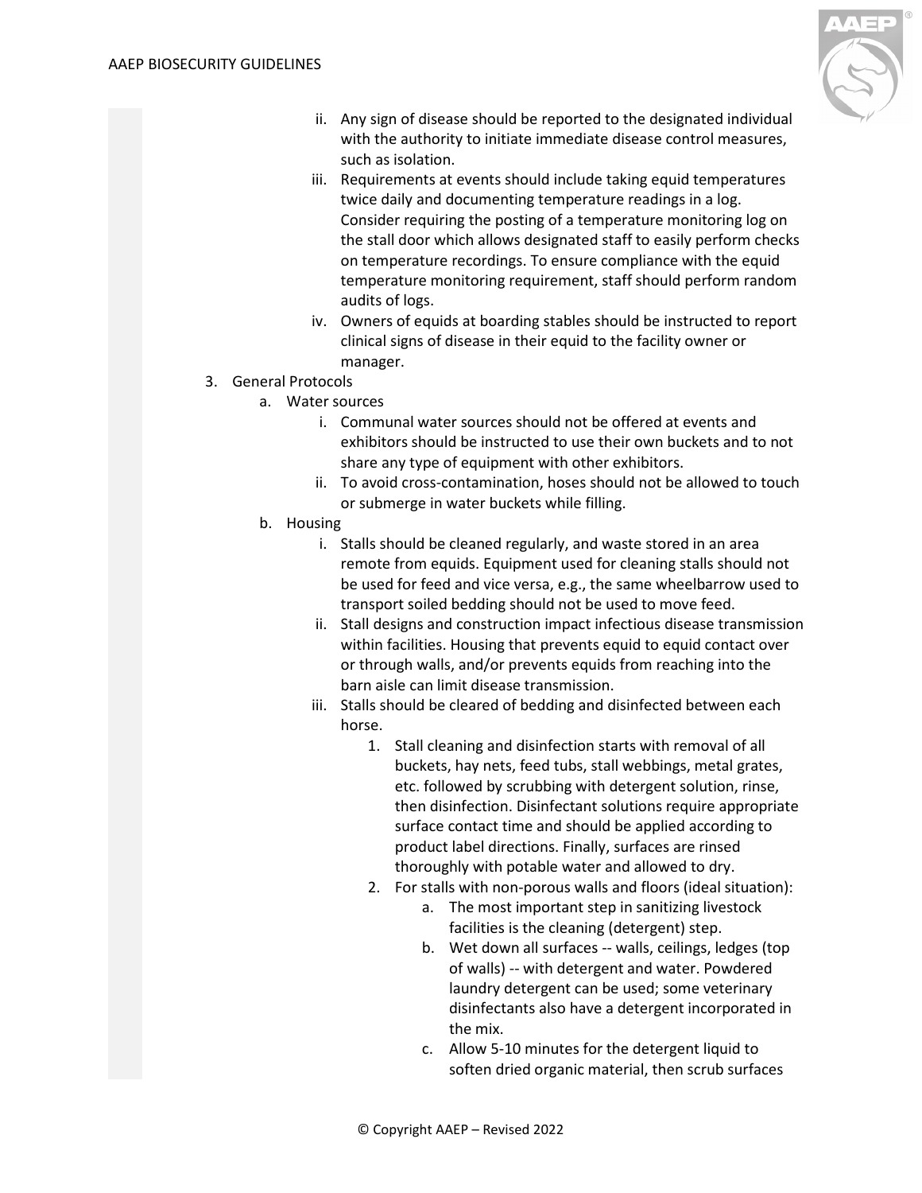ii. Any sign of disease should be reported to the designated individual with the authority to initiate immediate disease control measures, such as isolation.
   iii. Requirements at events should include taking equid temperatures twice daily and documenting temperature readings in a log. Consider requiring the posting of a temperature monitoring log on the stall door which allows designated staff to easily perform checks on temperature recordings. To ensure compliance with the equid temperature monitoring requirement, staff should perform random audits of logs.
   iv. Owners of equids at boarding stables should be instructed to report clinical signs of disease in their equid to the facility owner or manager.

3. General Protocols
   a. Water sources
      i. Communal water sources should not be offered at events and exhibitors should be instructed to use their own buckets and to not share any type of equipment with other exhibitors.
      ii. To avoid cross-contamination, hoses should not be allowed to touch or submerge in water buckets while filling.
   b. Housing
      i. Stalls should be cleaned regularly, and waste stored in an area remote from equids. Equipment used for cleaning stalls should not be used for feed and vice versa, e.g., the same wheelbarrow used to transport soiled bedding should not be used to move feed.
      ii. Stall designs and construction impact infectious disease transmission within facilities. Housing that prevents equid to equid contact over or through walls, and/or prevents equids from reaching into the barn aisle can limit disease transmission.
      iii. Stalls should be cleared of bedding and disinfected between each horse.
         1. Stall cleaning and disinfection starts with removal of all buckets, hay nets, feed tubs, stall webbings, metal grates, etc. followed by scrubbing with detergent solution, rinse, then disinfection. Disinfectant solutions require appropriate surface contact time and should be applied according to product label directions. Finally, surfaces are rinsed thoroughly with potable water and allowed to dry.
         2. For stalls with non-porous walls and floors (ideal situation):
            a. The most important step in sanitizing livestock facilities is the cleaning (detergent) step.
            b. Wet down all surfaces -- walls, ceilings, ledges (top of walls) -- with detergent and water. Powdered laundry detergent can be used; some veterinary disinfectants also have a detergent incorporated in the mix.
            c. Allow 5-10 minutes for the detergent liquid to soften dried organic material, then scrub surfaces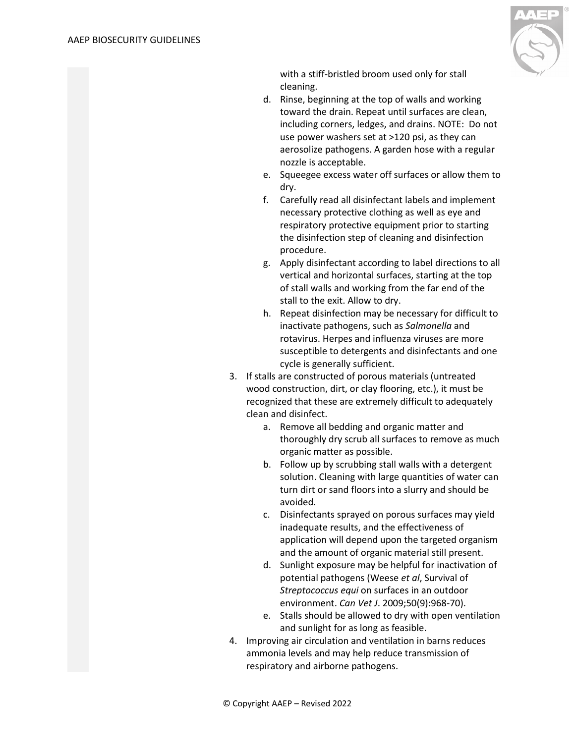with a stiff-bristled broom used only for stall cleaning.

d. Rinse, beginning at the top of walls and working toward the drain. Repeat until surfaces are clean, including corners, ledges, and drains. NOTE: Do not use power washers set at >120 psi, as they can aerosolize pathogens. A garden hose with a regular nozzle is acceptable.

e. Squeegee excess water off surfaces or allow them to dry.

f. Carefully read all disinfectant labels and implement necessary protective clothing as well as eye and respiratory protective equipment prior to starting the disinfection step of cleaning and disinfection procedure.

g. Apply disinfectant according to label directions to all vertical and horizontal surfaces, starting at the top of stall walls and working from the far end of the stall to the exit. Allow to dry.

h. Repeat disinfection may be necessary for difficult to inactivate pathogens, such as *Salmonella* and rotavirus. Herpes and influenza viruses are more susceptible to detergents and disinfectants and one cycle is generally sufficient.

3. If stalls are constructed of porous materials (untreated wood construction, dirt, or clay flooring, etc.), it must be recognized that these are extremely difficult to adequately clean and disinfect.
   a. Remove all bedding and organic matter and thoroughly dry scrub all surfaces to remove as much organic matter as possible.
   b. Follow up by scrubbing stall walls with a detergent solution. Cleaning with large quantities of water can turn dirt or sand floors into a slurry and should be avoided.
   c. Disinfectants sprayed on porous surfaces may yield inadequate results, and the effectiveness of application will depend upon the targeted organism and the amount of organic material still present.
   d. Sunlight exposure may be helpful for inactivation of potential pathogens (Weese *et al*, Survival of *Streptococcus equi* on surfaces in an outdoor environment. *Can Vet J*. 2009;50(9):968-70).
   e. Stalls should be allowed to dry with open ventilation and sunlight for as long as feasible.
4. Improving air circulation and ventilation in barns reduces ammonia levels and may help reduce transmission of respiratory and airborne pathogens.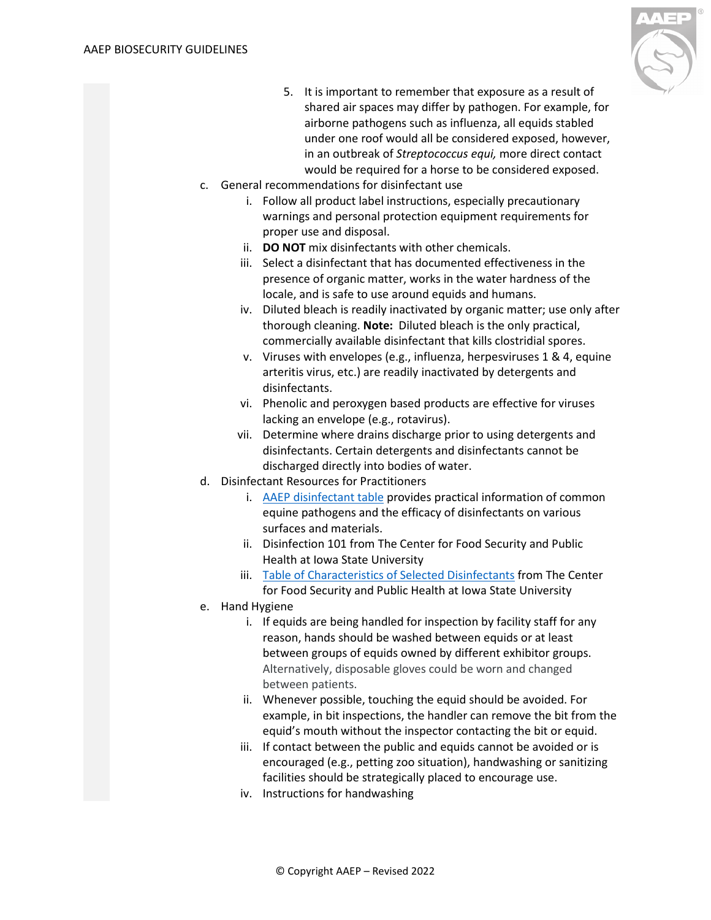5. It is important to remember that exposure as a result of shared air spaces may differ by pathogen. For example, for airborne pathogens such as influenza, all equids stabled under one roof would all be considered exposed, however, in an outbreak of *Streptococcus equi,* more direct contact would be required for a horse to be considered exposed.

c. General recommendations for disinfectant use
   i. Follow all product label instructions, especially precautionary warnings and personal protection equipment requirements for proper use and disposal.
   ii. **DO NOT** mix disinfectants with other chemicals.
   iii. Select a disinfectant that has documented effectiveness in the presence of organic matter, works in the water hardness of the locale, and is safe to use around equids and humans.
   iv. Diluted bleach is readily inactivated by organic matter; use only after thorough cleaning. **Note:** Diluted bleach is the only practical, commercially available disinfectant that kills clostridial spores.
   v. Viruses with envelopes (e.g., influenza, herpesviruses 1 & 4, equine arteritis virus, etc.) are readily inactivated by detergents and disinfectants.
   vi. Phenolic and peroxygen based products are effective for viruses lacking an envelope (e.g., rotavirus).
   vii. Determine where drains discharge prior to using detergents and disinfectants. Certain detergents and disinfectants cannot be discharged directly into bodies of water.

d. Disinfectant Resources for Practitioners
   i. AAEP disinfectant table provides practical information of common equine pathogens and the efficacy of disinfectants on various surfaces and materials.
   ii. Disinfection 101 from The Center for Food Security and Public Health at Iowa State University
   iii. Table of Characteristics of Selected Disinfectants from The Center for Food Security and Public Health at Iowa State University

e. Hand Hygiene
   i. If equids are being handled for inspection by facility staff for any reason, hands should be washed between equids or at least between groups of equids owned by different exhibitor groups. Alternatively, disposable gloves could be worn and changed between patients.
   ii. Whenever possible, touching the equid should be avoided. For example, in bit inspections, the handler can remove the bit from the equid's mouth without the inspector contacting the bit or equid.
   iii. If contact between the public and equids cannot be avoided or is encouraged (e.g., petting zoo situation), handwashing or sanitizing facilities should be strategically placed to encourage use.
   iv. Instructions for handwashing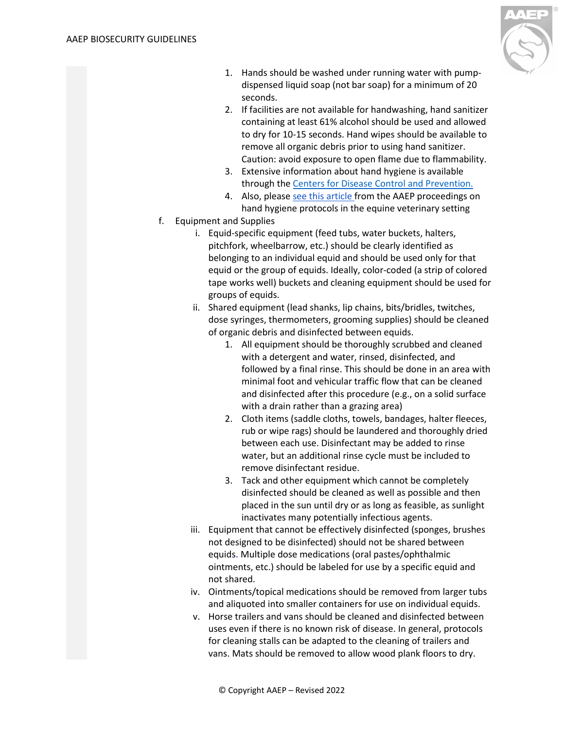1. Hands should be washed under running water with pump-dispensed liquid soap (not bar soap) for a minimum of 20 seconds.
2. If facilities are not available for handwashing, hand sanitizer containing at least 61% alcohol should be used and allowed to dry for 10-15 seconds. Hand wipes should be available to remove all organic debris prior to using hand sanitizer. Caution: avoid exposure to open flame due to flammability.
3. Extensive information about hand hygiene is available through the [Centers for Disease Control and Prevention.]()
4. Also, please [see this article]() from the AAEP proceedings on hand hygiene protocols in the equine veterinary setting

f. Equipment and Supplies

   i. Equid-specific equipment (feed tubs, water buckets, halters, pitchfork, wheelbarrow, etc.) should be clearly identified as belonging to an individual equid and should be used only for that equid or the group of equids. Ideally, color-coded (a strip of colored tape works well) buckets and cleaning equipment should be used for groups of equids.

   ii. Shared equipment (lead shanks, lip chains, bits/bridles, twitches, dose syringes, thermometers, grooming supplies) should be cleaned of organic debris and disinfected between equids.

      1. All equipment should be thoroughly scrubbed and cleaned with a detergent and water, rinsed, disinfected, and followed by a final rinse. This should be done in an area with minimal foot and vehicular traffic flow that can be cleaned and disinfected after this procedure (e.g., on a solid surface with a drain rather than a grazing area)
      2. Cloth items (saddle cloths, towels, bandages, halter fleeces, rub or wipe rags) should be laundered and thoroughly dried between each use. Disinfectant may be added to rinse water, but an additional rinse cycle must be included to remove disinfectant residue.
      3. Tack and other equipment which cannot be completely disinfected should be cleaned as well as possible and then placed in the sun until dry or as long as feasible, as sunlight inactivates many potentially infectious agents.

   iii. Equipment that cannot be effectively disinfected (sponges, brushes not designed to be disinfected) should not be shared between equids. Multiple dose medications (oral pastes/ophthalmic ointments, etc.) should be labeled for use by a specific equid and not shared.

   iv. Ointments/topical medications should be removed from larger tubs and aliquoted into smaller containers for use on individual equids.

   v. Horse trailers and vans should be cleaned and disinfected between uses even if there is no known risk of disease. In general, protocols for cleaning stalls can be adapted to the cleaning of trailers and vans. Mats should be removed to allow wood plank floors to dry.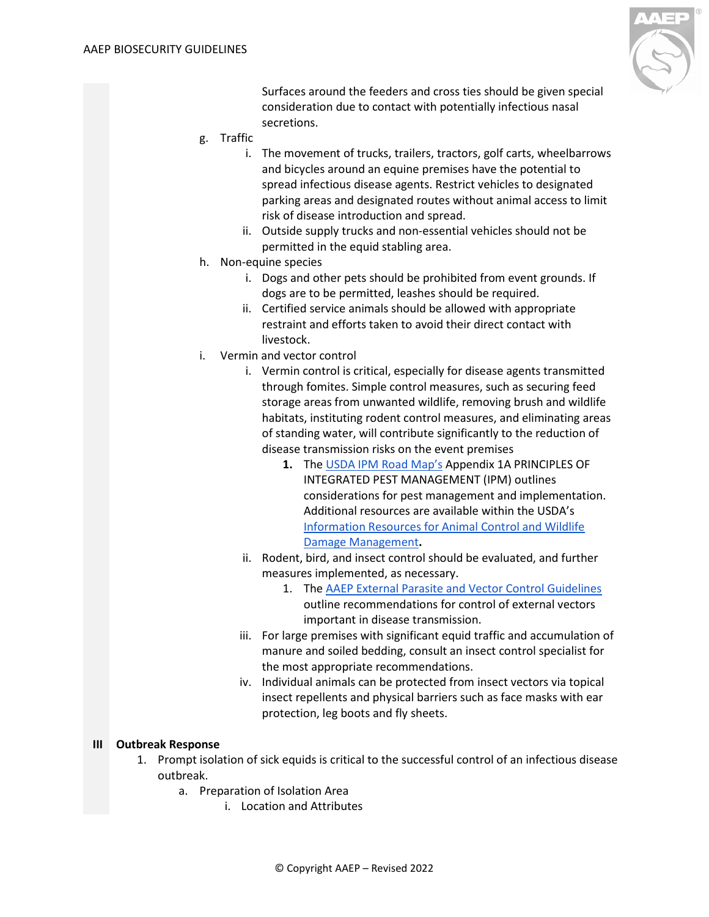Surfaces around the feeders and cross ties should be given special consideration due to contact with potentially infectious nasal secretions.

g. Traffic

   i. The movement of trucks, trailers, tractors, golf carts, wheelbarrows and bicycles around an equine premises have the potential to spread infectious disease agents. Restrict vehicles to designated parking areas and designated routes without animal access to limit risk of disease introduction and spread.

   ii. Outside supply trucks and non-essential vehicles should not be permitted in the equid stabling area.

h. Non-equine species

   i. Dogs and other pets should be prohibited from event grounds. If dogs are to be permitted, leashes should be required.

   ii. Certified service animals should be allowed with appropriate restraint and efforts taken to avoid their direct contact with livestock.

i. Vermin and vector control

   i. Vermin control is critical, especially for disease agents transmitted through fomites. Simple control measures, such as securing feed storage areas from unwanted wildlife, removing brush and wildlife habitats, instituting rodent control measures, and eliminating areas of standing water, will contribute significantly to the reduction of disease transmission risks on the event premises

      **1.** The USDA IPM Road Map's Appendix 1A PRINCIPLES OF INTEGRATED PEST MANAGEMENT (IPM) outlines considerations for pest management and implementation. Additional resources are available within the USDA's Information Resources for Animal Control and Wildlife Damage Management**.**

   ii. Rodent, bird, and insect control should be evaluated, and further measures implemented, as necessary.

      1. The AAEP External Parasite and Vector Control Guidelines outline recommendations for control of external vectors important in disease transmission.

   iii. For large premises with significant equid traffic and accumulation of manure and soiled bedding, consult an insect control specialist for the most appropriate recommendations.

   iv. Individual animals can be protected from insect vectors via topical insect repellents and physical barriers such as face masks with ear protection, leg boots and fly sheets.

## III Outbreak Response

1. Prompt isolation of sick equids is critical to the successful control of an infectious disease outbreak.

   a. Preparation of Isolation Area

      i. Location and Attributes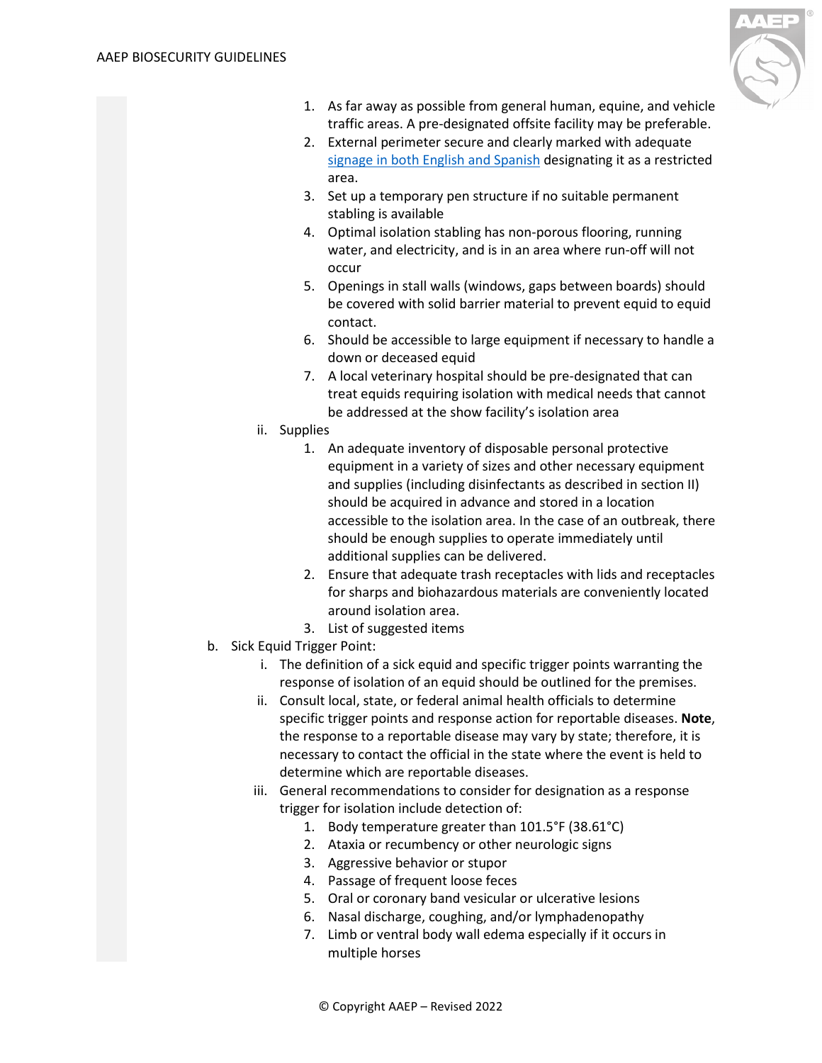1. As far away as possible from general human, equine, and vehicle traffic areas. A pre-designated offsite facility may be preferable.
2. External perimeter secure and clearly marked with adequate [signage in both English and Spanish](#) designating it as a restricted area.
3. Set up a temporary pen structure if no suitable permanent stabling is available
4. Optimal isolation stabling has non-porous flooring, running water, and electricity, and is in an area where run-off will not occur
5. Openings in stall walls (windows, gaps between boards) should be covered with solid barrier material to prevent equid to equid contact.
6. Should be accessible to large equipment if necessary to handle a down or deceased equid
7. A local veterinary hospital should be pre-designated that can treat equids requiring isolation with medical needs that cannot be addressed at the show facility's isolation area

ii. Supplies

1. An adequate inventory of disposable personal protective equipment in a variety of sizes and other necessary equipment and supplies (including disinfectants as described in section II) should be acquired in advance and stored in a location accessible to the isolation area. In the case of an outbreak, there should be enough supplies to operate immediately until additional supplies can be delivered.
2. Ensure that adequate trash receptacles with lids and receptacles for sharps and biohazardous materials are conveniently located around isolation area.
3. List of suggested items

b. Sick Equid Trigger Point:

i. The definition of a sick equid and specific trigger points warranting the response of isolation of an equid should be outlined for the premises.

ii. Consult local, state, or federal animal health officials to determine specific trigger points and response action for reportable diseases. **Note**, the response to a reportable disease may vary by state; therefore, it is necessary to contact the official in the state where the event is held to determine which are reportable diseases.

iii. General recommendations to consider for designation as a response trigger for isolation include detection of:

1. Body temperature greater than 101.5°F (38.61°C)
2. Ataxia or recumbency or other neurologic signs
3. Aggressive behavior or stupor
4. Passage of frequent loose feces
5. Oral or coronary band vesicular or ulcerative lesions
6. Nasal discharge, coughing, and/or lymphadenopathy
7. Limb or ventral body wall edema especially if it occurs in multiple horses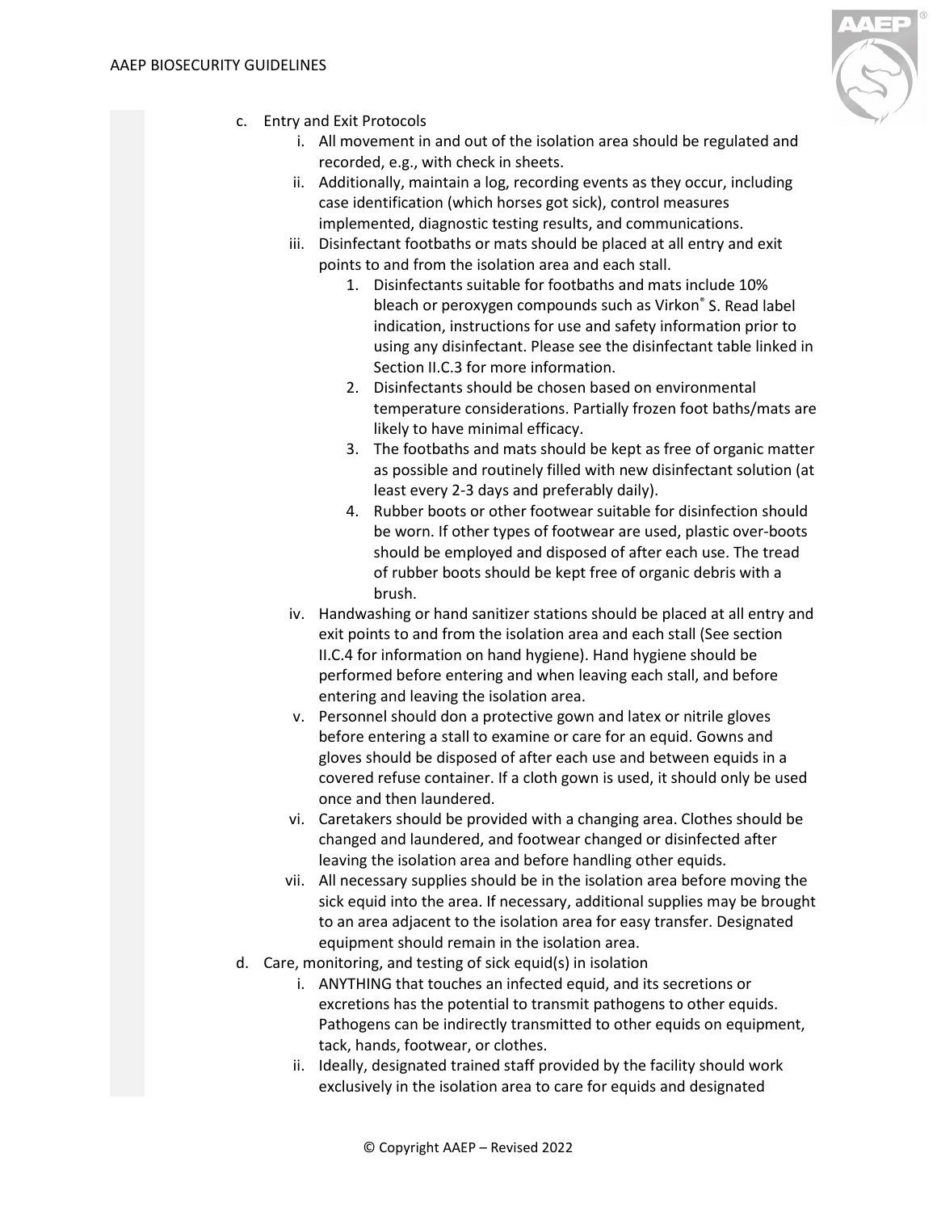c. Entry and Exit Protocols
   i. All movement in and out of the isolation area should be regulated and recorded, e.g., with check in sheets.
   ii. Additionally, maintain a log, recording events as they occur, including case identification (which horses got sick), control measures implemented, diagnostic testing results, and communications.
   iii. Disinfectant footbaths or mats should be placed at all entry and exit points to and from the isolation area and each stall.
      1. Disinfectants suitable for footbaths and mats include 10% bleach or peroxygen compounds such as Virkon® S. Read label indication, instructions for use and safety information prior to using any disinfectant. Please see the disinfectant table linked in Section II.C.3 for more information.
      2. Disinfectants should be chosen based on environmental temperature considerations. Partially frozen foot baths/mats are likely to have minimal efficacy.
      3. The footbaths and mats should be kept as free of organic matter as possible and routinely filled with new disinfectant solution (at least every 2-3 days and preferably daily).
      4. Rubber boots or other footwear suitable for disinfection should be worn. If other types of footwear are used, plastic over-boots should be employed and disposed of after each use. The tread of rubber boots should be kept free of organic debris with a brush.
   iv. Handwashing or hand sanitizer stations should be placed at all entry and exit points to and from the isolation area and each stall (See section II.C.4 for information on hand hygiene). Hand hygiene should be performed before entering and when leaving each stall, and before entering and leaving the isolation area.
   v. Personnel should don a protective gown and latex or nitrile gloves before entering a stall to examine or care for an equid. Gowns and gloves should be disposed of after each use and between equids in a covered refuse container. If a cloth gown is used, it should only be used once and then laundered.
   vi. Caretakers should be provided with a changing area. Clothes should be changed and laundered, and footwear changed or disinfected after leaving the isolation area and before handling other equids.
   vii. All necessary supplies should be in the isolation area before moving the sick equid into the area. If necessary, additional supplies may be brought to an area adjacent to the isolation area for easy transfer. Designated equipment should remain in the isolation area.

d. Care, monitoring, and testing of sick equid(s) in isolation
   i. ANYTHING that touches an infected equid, and its secretions or excretions has the potential to transmit pathogens to other equids. Pathogens can be indirectly transmitted to other equids on equipment, tack, hands, footwear, or clothes.
   ii. Ideally, designated trained staff provided by the facility should work exclusively in the isolation area to care for equids and designated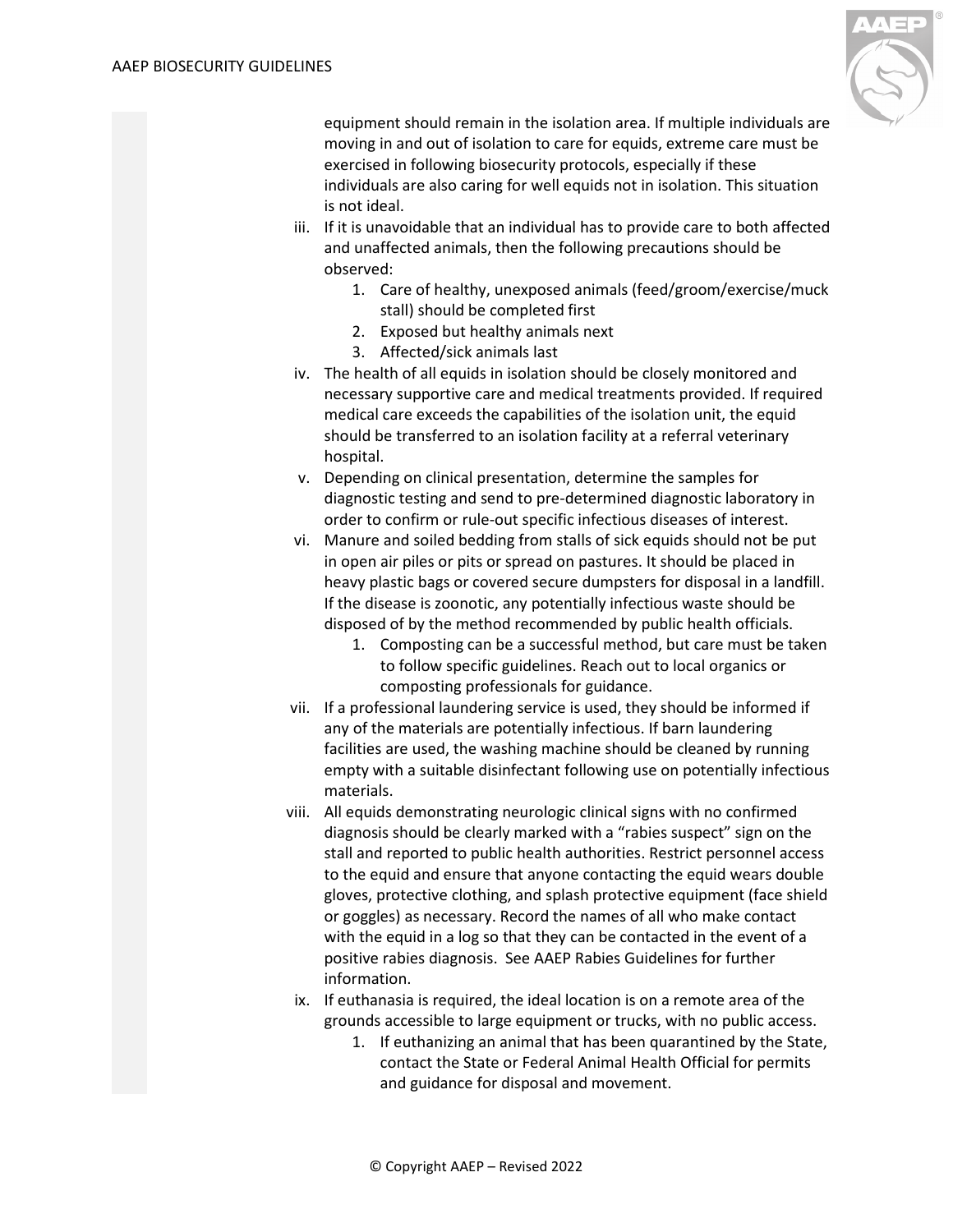equipment should remain in the isolation area. If multiple individuals are moving in and out of isolation to care for equids, extreme care must be exercised in following biosecurity protocols, especially if these individuals are also caring for well equids not in isolation. This situation is not ideal.

iii. If it is unavoidable that an individual has to provide care to both affected and unaffected animals, then the following precautions should be observed:
    1. Care of healthy, unexposed animals (feed/groom/exercise/muck stall) should be completed first
    2. Exposed but healthy animals next
    3. Affected/sick animals last

iv. The health of all equids in isolation should be closely monitored and necessary supportive care and medical treatments provided. If required medical care exceeds the capabilities of the isolation unit, the equid should be transferred to an isolation facility at a referral veterinary hospital.

v. Depending on clinical presentation, determine the samples for diagnostic testing and send to pre-determined diagnostic laboratory in order to confirm or rule-out specific infectious diseases of interest.

vi. Manure and soiled bedding from stalls of sick equids should not be put in open air piles or pits or spread on pastures. It should be placed in heavy plastic bags or covered secure dumpsters for disposal in a landfill. If the disease is zoonotic, any potentially infectious waste should be disposed of by the method recommended by public health officials.
    1. Composting can be a successful method, but care must be taken to follow specific guidelines. Reach out to local organics or composting professionals for guidance.

vii. If a professional laundering service is used, they should be informed if any of the materials are potentially infectious. If barn laundering facilities are used, the washing machine should be cleaned by running empty with a suitable disinfectant following use on potentially infectious materials.

viii. All equids demonstrating neurologic clinical signs with no confirmed diagnosis should be clearly marked with a "rabies suspect" sign on the stall and reported to public health authorities. Restrict personnel access to the equid and ensure that anyone contacting the equid wears double gloves, protective clothing, and splash protective equipment (face shield or goggles) as necessary. Record the names of all who make contact with the equid in a log so that they can be contacted in the event of a positive rabies diagnosis. See AAEP Rabies Guidelines for further information.

ix. If euthanasia is required, the ideal location is on a remote area of the grounds accessible to large equipment or trucks, with no public access.
    1. If euthanizing an animal that has been quarantined by the State, contact the State or Federal Animal Health Official for permits and guidance for disposal and movement.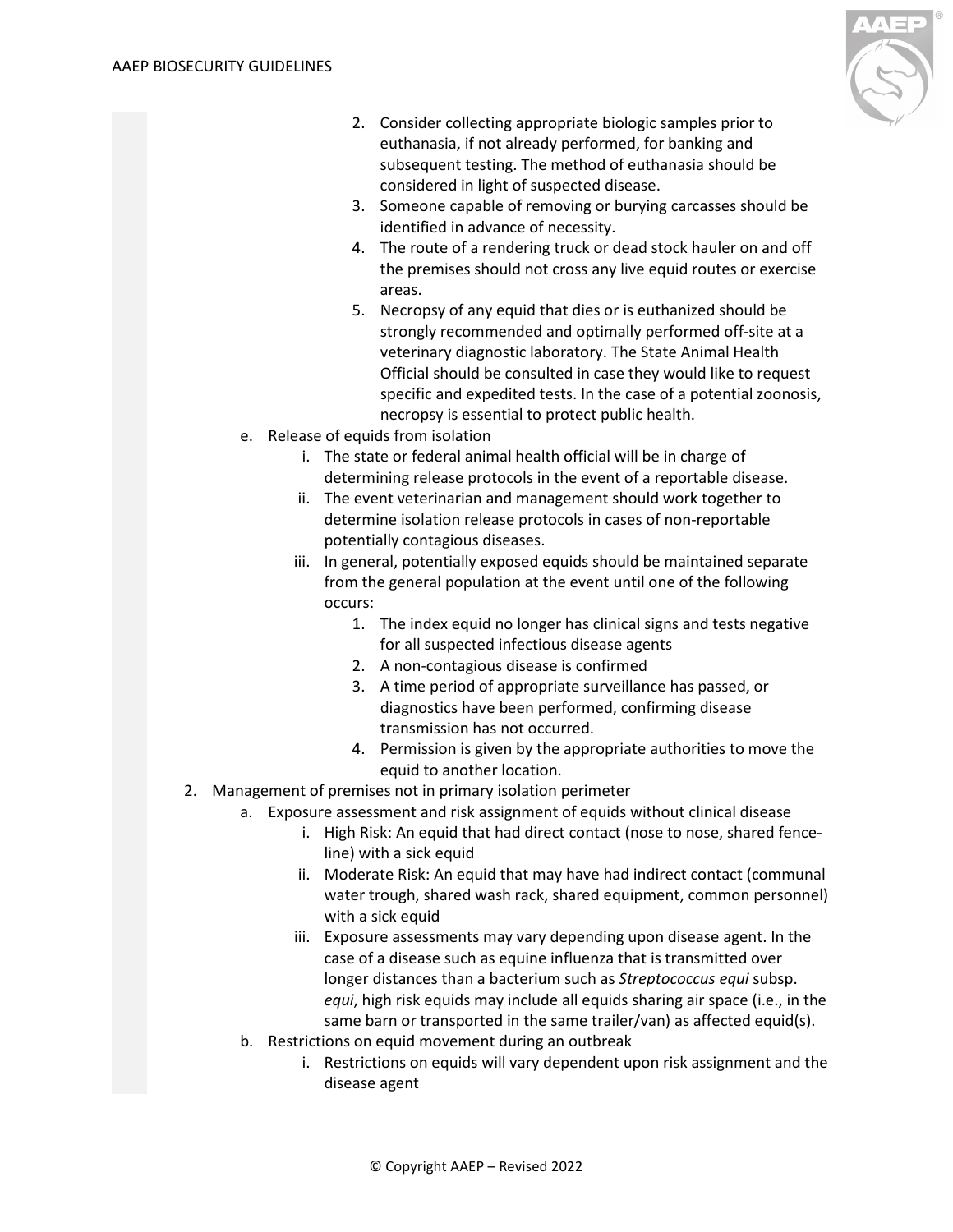2. Consider collecting appropriate biologic samples prior to euthanasia, if not already performed, for banking and subsequent testing. The method of euthanasia should be considered in light of suspected disease.
3. Someone capable of removing or burying carcasses should be identified in advance of necessity.
4. The route of a rendering truck or dead stock hauler on and off the premises should not cross any live equid routes or exercise areas.
5. Necropsy of any equid that dies or is euthanized should be strongly recommended and optimally performed off-site at a veterinary diagnostic laboratory. The State Animal Health Official should be consulted in case they would like to request specific and expedited tests. In the case of a potential zoonosis, necropsy is essential to protect public health.

e. Release of equids from isolation
   i. The state or federal animal health official will be in charge of determining release protocols in the event of a reportable disease.
   ii. The event veterinarian and management should work together to determine isolation release protocols in cases of non-reportable potentially contagious diseases.
   iii. In general, potentially exposed equids should be maintained separate from the general population at the event until one of the following occurs:
      1. The index equid no longer has clinical signs and tests negative for all suspected infectious disease agents
      2. A non-contagious disease is confirmed
      3. A time period of appropriate surveillance has passed, or diagnostics have been performed, confirming disease transmission has not occurred.
      4. Permission is given by the appropriate authorities to move the equid to another location.

2. Management of premises not in primary isolation perimeter
   a. Exposure assessment and risk assignment of equids without clinical disease
      i. High Risk: An equid that had direct contact (nose to nose, shared fence-line) with a sick equid
      ii. Moderate Risk: An equid that may have had indirect contact (communal water trough, shared wash rack, shared equipment, common personnel) with a sick equid
      iii. Exposure assessments may vary depending upon disease agent. In the case of a disease such as equine influenza that is transmitted over longer distances than a bacterium such as *Streptococcus equi* subsp. *equi*, high risk equids may include all equids sharing air space (i.e., in the same barn or transported in the same trailer/van) as affected equid(s).
   b. Restrictions on equid movement during an outbreak
      i. Restrictions on equids will vary dependent upon risk assignment and the disease agent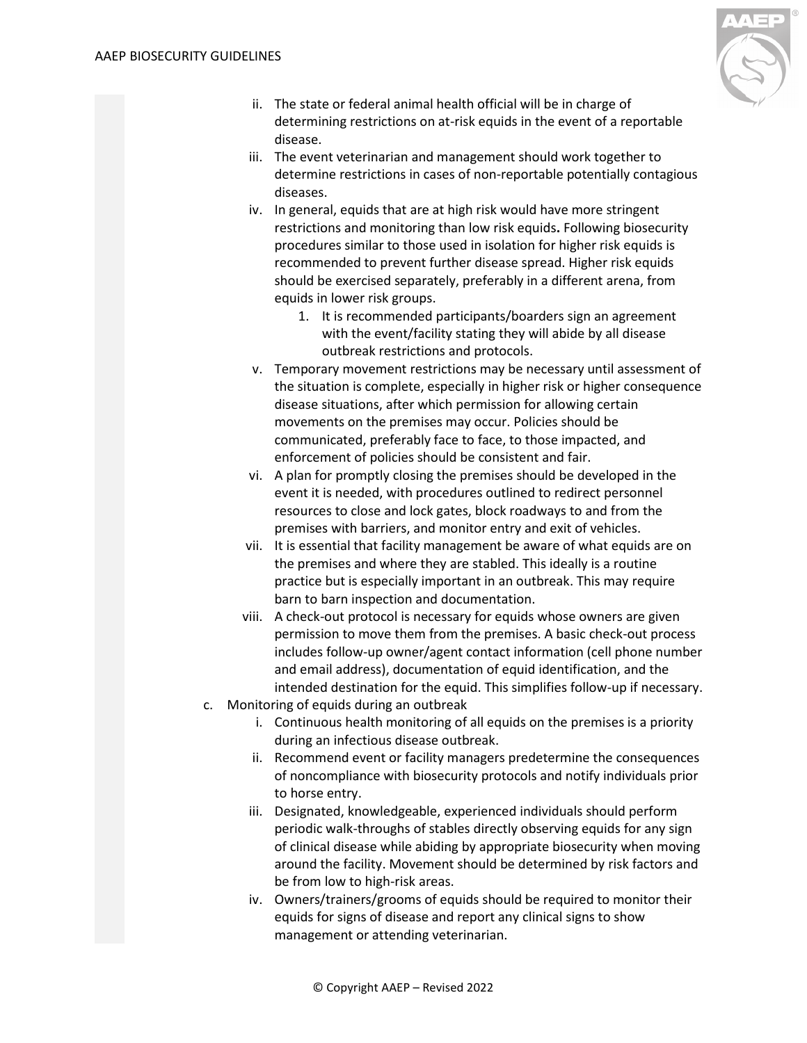ii. The state or federal animal health official will be in charge of determining restrictions on at-risk equids in the event of a reportable disease.

iii. The event veterinarian and management should work together to determine restrictions in cases of non-reportable potentially contagious diseases.

iv. In general, equids that are at high risk would have more stringent restrictions and monitoring than low risk equids**.** Following biosecurity procedures similar to those used in isolation for higher risk equids is recommended to prevent further disease spread. Higher risk equids should be exercised separately, preferably in a different arena, from equids in lower risk groups.

   1. It is recommended participants/boarders sign an agreement with the event/facility stating they will abide by all disease outbreak restrictions and protocols.

v. Temporary movement restrictions may be necessary until assessment of the situation is complete, especially in higher risk or higher consequence disease situations, after which permission for allowing certain movements on the premises may occur. Policies should be communicated, preferably face to face, to those impacted, and enforcement of policies should be consistent and fair.

vi. A plan for promptly closing the premises should be developed in the event it is needed, with procedures outlined to redirect personnel resources to close and lock gates, block roadways to and from the premises with barriers, and monitor entry and exit of vehicles.

vii. It is essential that facility management be aware of what equids are on the premises and where they are stabled. This ideally is a routine practice but is especially important in an outbreak. This may require barn to barn inspection and documentation.

viii. A check-out protocol is necessary for equids whose owners are given permission to move them from the premises. A basic check-out process includes follow-up owner/agent contact information (cell phone number and email address), documentation of equid identification, and the intended destination for the equid. This simplifies follow-up if necessary.

c. Monitoring of equids during an outbreak

i. Continuous health monitoring of all equids on the premises is a priority during an infectious disease outbreak.

ii. Recommend event or facility managers predetermine the consequences of noncompliance with biosecurity protocols and notify individuals prior to horse entry.

iii. Designated, knowledgeable, experienced individuals should perform periodic walk-throughs of stables directly observing equids for any sign of clinical disease while abiding by appropriate biosecurity when moving around the facility. Movement should be determined by risk factors and be from low to high-risk areas.

iv. Owners/trainers/grooms of equids should be required to monitor their equids for signs of disease and report any clinical signs to show management or attending veterinarian.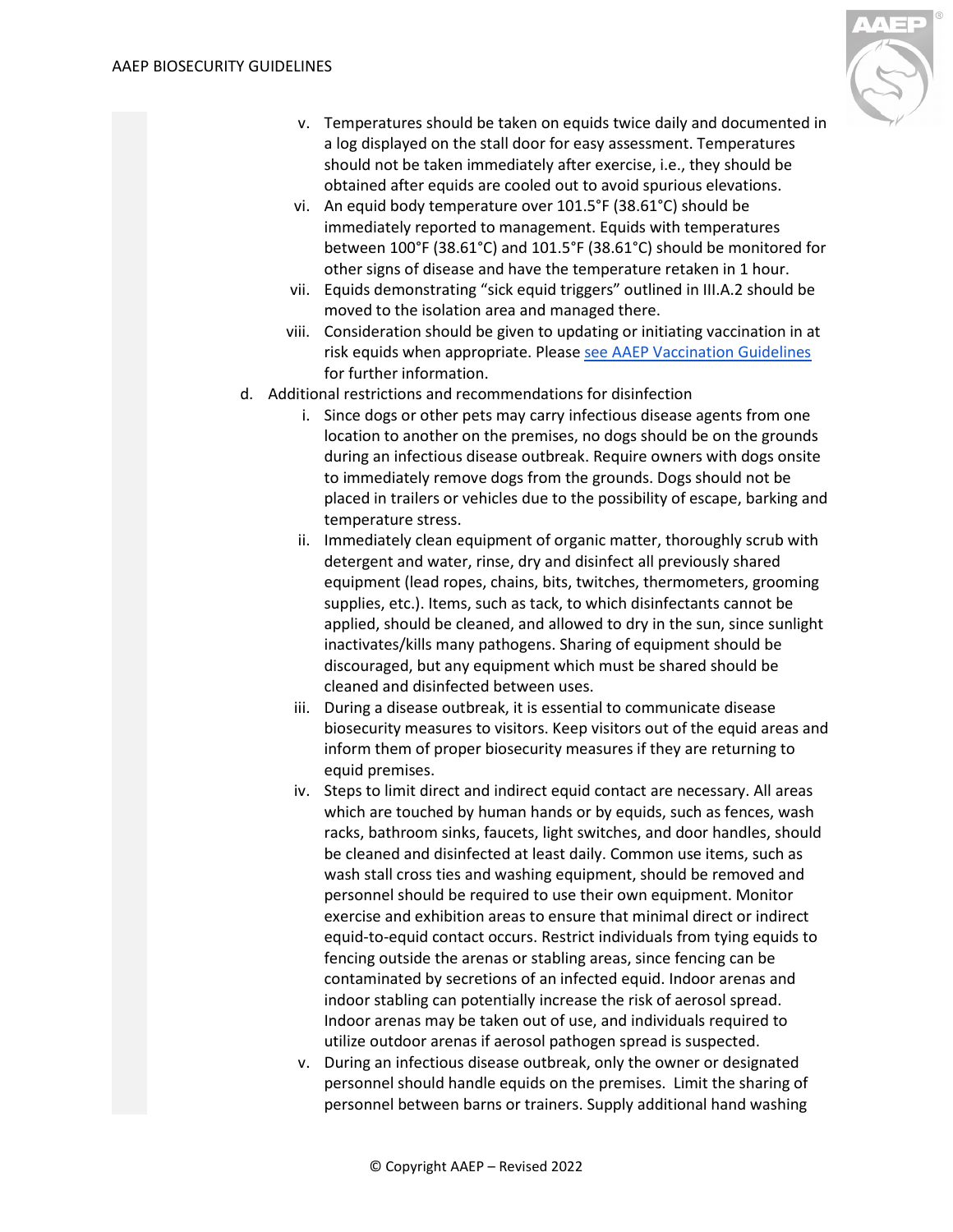v. Temperatures should be taken on equids twice daily and documented in a log displayed on the stall door for easy assessment. Temperatures should not be taken immediately after exercise, i.e., they should be obtained after equids are cooled out to avoid spurious elevations.

vi. An equid body temperature over 101.5°F (38.61°C) should be immediately reported to management. Equids with temperatures between 100°F (38.61°C) and 101.5°F (38.61°C) should be monitored for other signs of disease and have the temperature retaken in 1 hour.

vii. Equids demonstrating "sick equid triggers" outlined in III.A.2 should be moved to the isolation area and managed there.

viii. Consideration should be given to updating or initiating vaccination in at risk equids when appropriate. Please see AAEP Vaccination Guidelines for further information.

d. Additional restrictions and recommendations for disinfection

i. Since dogs or other pets may carry infectious disease agents from one location to another on the premises, no dogs should be on the grounds during an infectious disease outbreak. Require owners with dogs onsite to immediately remove dogs from the grounds. Dogs should not be placed in trailers or vehicles due to the possibility of escape, barking and temperature stress.

ii. Immediately clean equipment of organic matter, thoroughly scrub with detergent and water, rinse, dry and disinfect all previously shared equipment (lead ropes, chains, bits, twitches, thermometers, grooming supplies, etc.). Items, such as tack, to which disinfectants cannot be applied, should be cleaned, and allowed to dry in the sun, since sunlight inactivates/kills many pathogens. Sharing of equipment should be discouraged, but any equipment which must be shared should be cleaned and disinfected between uses.

iii. During a disease outbreak, it is essential to communicate disease biosecurity measures to visitors. Keep visitors out of the equid areas and inform them of proper biosecurity measures if they are returning to equid premises.

iv. Steps to limit direct and indirect equid contact are necessary. All areas which are touched by human hands or by equids, such as fences, wash racks, bathroom sinks, faucets, light switches, and door handles, should be cleaned and disinfected at least daily. Common use items, such as wash stall cross ties and washing equipment, should be removed and personnel should be required to use their own equipment. Monitor exercise and exhibition areas to ensure that minimal direct or indirect equid-to-equid contact occurs. Restrict individuals from tying equids to fencing outside the arenas or stabling areas, since fencing can be contaminated by secretions of an infected equid. Indoor arenas and indoor stabling can potentially increase the risk of aerosol spread. Indoor arenas may be taken out of use, and individuals required to utilize outdoor arenas if aerosol pathogen spread is suspected.

v. During an infectious disease outbreak, only the owner or designated personnel should handle equids on the premises. Limit the sharing of personnel between barns or trainers. Supply additional hand washing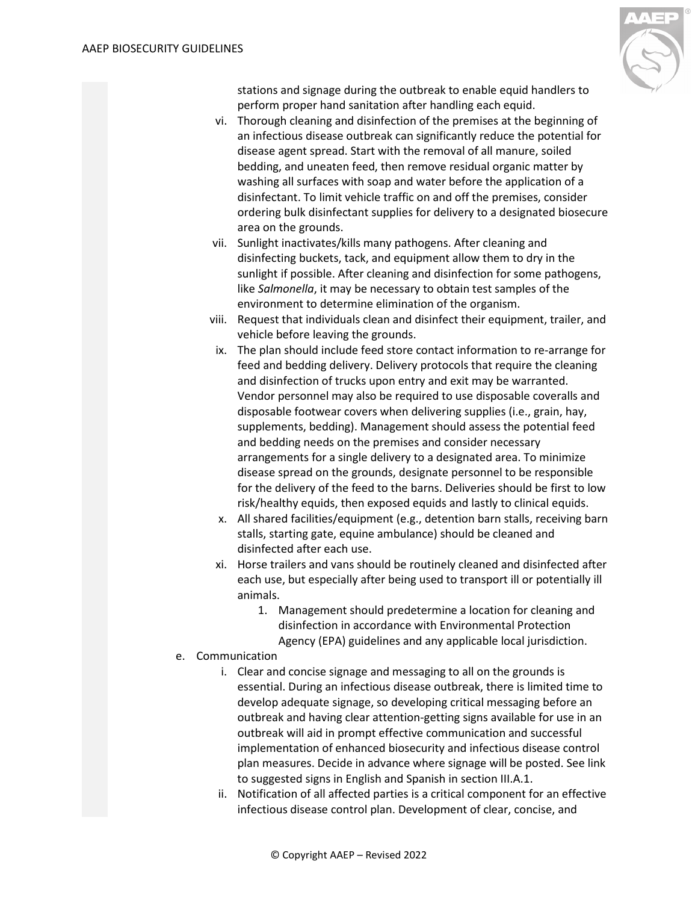stations and signage during the outbreak to enable equid handlers to perform proper hand sanitation after handling each equid.

vi. Thorough cleaning and disinfection of the premises at the beginning of an infectious disease outbreak can significantly reduce the potential for disease agent spread. Start with the removal of all manure, soiled bedding, and uneaten feed, then remove residual organic matter by washing all surfaces with soap and water before the application of a disinfectant. To limit vehicle traffic on and off the premises, consider ordering bulk disinfectant supplies for delivery to a designated biosecure area on the grounds.

vii. Sunlight inactivates/kills many pathogens. After cleaning and disinfecting buckets, tack, and equipment allow them to dry in the sunlight if possible. After cleaning and disinfection for some pathogens, like *Salmonella*, it may be necessary to obtain test samples of the environment to determine elimination of the organism.

viii. Request that individuals clean and disinfect their equipment, trailer, and vehicle before leaving the grounds.

ix. The plan should include feed store contact information to re-arrange for feed and bedding delivery. Delivery protocols that require the cleaning and disinfection of trucks upon entry and exit may be warranted. Vendor personnel may also be required to use disposable coveralls and disposable footwear covers when delivering supplies (i.e., grain, hay, supplements, bedding). Management should assess the potential feed and bedding needs on the premises and consider necessary arrangements for a single delivery to a designated area. To minimize disease spread on the grounds, designate personnel to be responsible for the delivery of the feed to the barns. Deliveries should be first to low risk/healthy equids, then exposed equids and lastly to clinical equids.

x. All shared facilities/equipment (e.g., detention barn stalls, receiving barn stalls, starting gate, equine ambulance) should be cleaned and disinfected after each use.

xi. Horse trailers and vans should be routinely cleaned and disinfected after each use, but especially after being used to transport ill or potentially ill animals.

1. Management should predetermine a location for cleaning and disinfection in accordance with Environmental Protection Agency (EPA) guidelines and any applicable local jurisdiction.

e. Communication

i. Clear and concise signage and messaging to all on the grounds is essential. During an infectious disease outbreak, there is limited time to develop adequate signage, so developing critical messaging before an outbreak and having clear attention-getting signs available for use in an outbreak will aid in prompt effective communication and successful implementation of enhanced biosecurity and infectious disease control plan measures. Decide in advance where signage will be posted. See link to suggested signs in English and Spanish in section III.A.1.

ii. Notification of all affected parties is a critical component for an effective infectious disease control plan. Development of clear, concise, and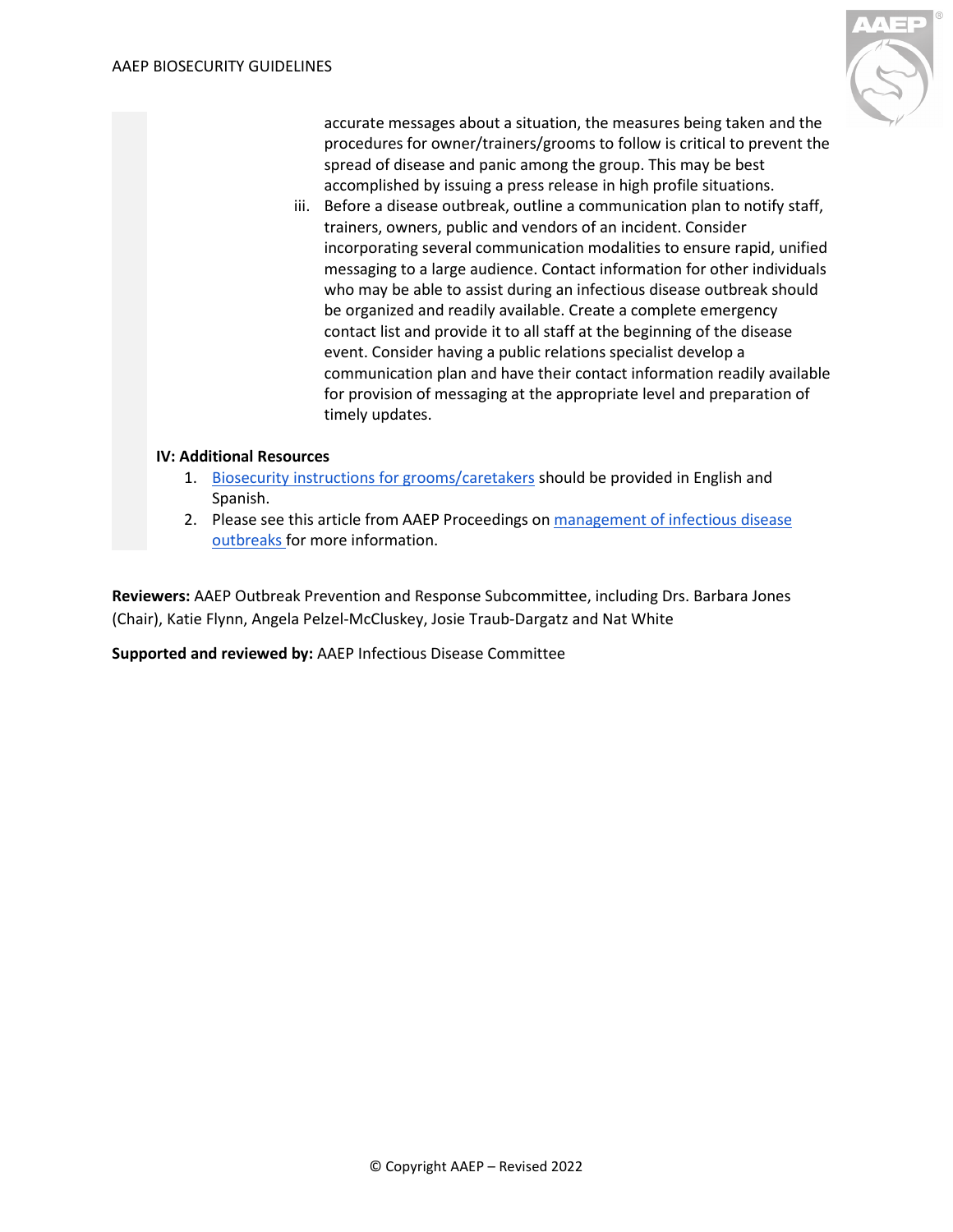accurate messages about a situation, the measures being taken and the procedures for owner/trainers/grooms to follow is critical to prevent the spread of disease and panic among the group. This may be best accomplished by issuing a press release in high profile situations.

iii. Before a disease outbreak, outline a communication plan to notify staff, trainers, owners, public and vendors of an incident. Consider incorporating several communication modalities to ensure rapid, unified messaging to a large audience. Contact information for other individuals who may be able to assist during an infectious disease outbreak should be organized and readily available. Create a complete emergency contact list and provide it to all staff at the beginning of the disease event. Consider having a public relations specialist develop a communication plan and have their contact information readily available for provision of messaging at the appropriate level and preparation of timely updates.

### IV: Additional Resources

1. Biosecurity instructions for grooms/caretakers should be provided in English and Spanish.
2. Please see this article from AAEP Proceedings on management of infectious disease outbreaks for more information.

**Reviewers:** AAEP Outbreak Prevention and Response Subcommittee, including Drs. Barbara Jones (Chair), Katie Flynn, Angela Pelzel-McCluskey, Josie Traub-Dargatz and Nat White

**Supported and reviewed by:** AAEP Infectious Disease Committee

© Copyright AAEP – Revised 2022